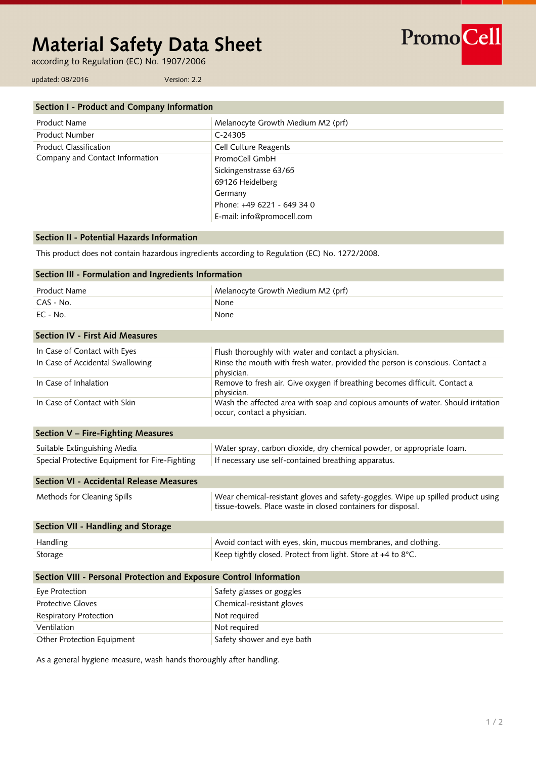# Material Safety Data Sheet

according to Regulation (EC) No. 1907/2006

updated: 08/2016 Version: 2.2

PromoCell

## Section I - Product and Company Information

| | |
|---|---|
| Product Name | Melanocyte Growth Medium M2 (prf) |
| Product Number | C-24305 |
| Product Classification | Cell Culture Reagents |
| Company and Contact Information | PromoCell GmbH<br>Sickingenstrasse 63/65<br>69126 Heidelberg<br>Germany<br>Phone: +49 6221 - 649 34 0<br>E-mail: info@promocell.com |

## Section II - Potential Hazards Information

This product does not contain hazardous ingredients according to Regulation (EC) No. 1272/2008.

## Section III - Formulation and Ingredients Information

| | |
|---|---|
| Product Name | Melanocyte Growth Medium M2 (prf) |
| CAS - No. | None |
| EC - No. | None |

## Section IV - First Aid Measures

| | |
|---|---|
| In Case of Contact with Eyes | Flush thoroughly with water and contact a physician. |
| In Case of Accidental Swallowing | Rinse the mouth with fresh water, provided the person is conscious. Contact a physician. |
| In Case of Inhalation | Remove to fresh air. Give oxygen if breathing becomes difficult. Contact a physician. |
| In Case of Contact with Skin | Wash the affected area with soap and copious amounts of water. Should irritation occur, contact a physician. |

## Section V – Fire-Fighting Measures

| | |
|---|---|
| Suitable Extinguishing Media | Water spray, carbon dioxide, dry chemical powder, or appropriate foam. |
| Special Protective Equipment for Fire-Fighting | If necessary use self-contained breathing apparatus. |

## Section VI - Accidental Release Measures

| | |
|---|---|
| Methods for Cleaning Spills | Wear chemical-resistant gloves and safety-goggles. Wipe up spilled product using tissue-towels. Place waste in closed containers for disposal. |

## Section VII - Handling and Storage

| | |
|---|---|
| Handling | Avoid contact with eyes, skin, mucous membranes, and clothing. |
| Storage | Keep tightly closed. Protect from light. Store at +4 to 8°C. |

## Section VIII - Personal Protection and Exposure Control Information

| | |
|---|---|
| Eye Protection | Safety glasses or goggles |
| Protective Gloves | Chemical-resistant gloves |
| Respiratory Protection | Not required |
| Ventilation | Not required |
| Other Protection Equipment | Safety shower and eye bath |

As a general hygiene measure, wash hands thoroughly after handling.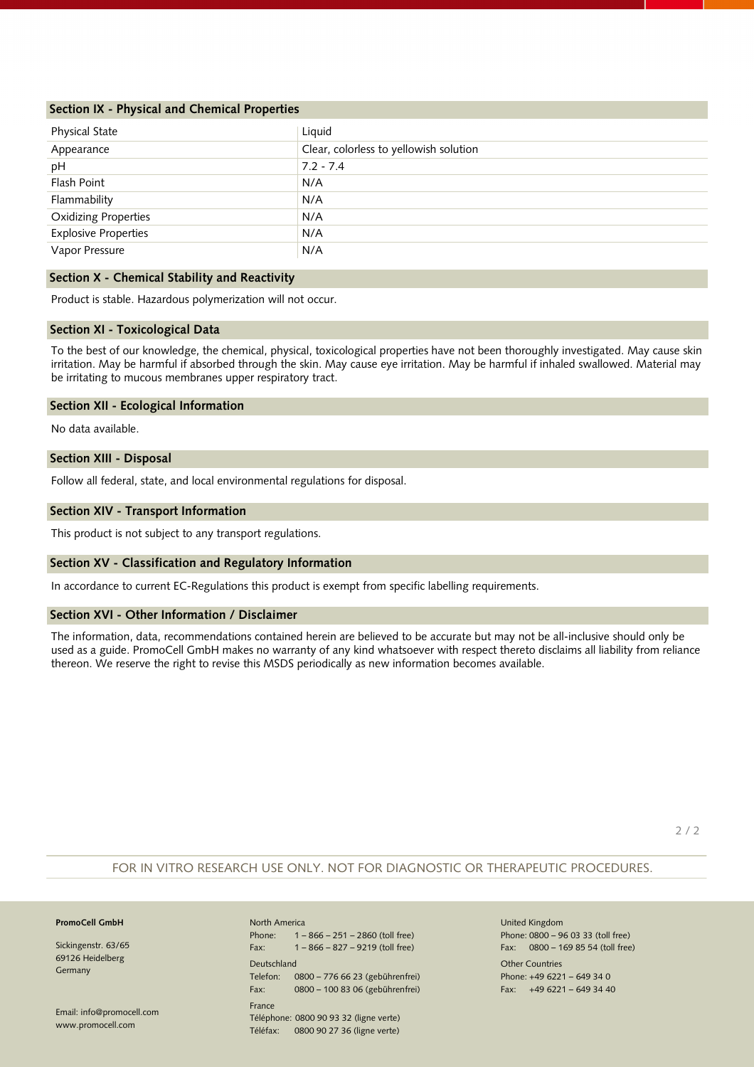## Section IX - Physical and Chemical Properties

| | |
|---|---|
| Physical State | Liquid |
| Appearance | Clear, colorless to yellowish solution |
| pH | 7.2 - 7.4 |
| Flash Point | N/A |
| Flammability | N/A |
| Oxidizing Properties | N/A |
| Explosive Properties | N/A |
| Vapor Pressure | N/A |

## Section X - Chemical Stability and Reactivity

Product is stable. Hazardous polymerization will not occur.

## Section XI - Toxicological Data

To the best of our knowledge, the chemical, physical, toxicological properties have not been thoroughly investigated. May cause skin irritation. May be harmful if absorbed through the skin. May cause eye irritation. May be harmful if inhaled swallowed. Material may be irritating to mucous membranes upper respiratory tract.

## Section XII - Ecological Information

No data available.

## Section XIII - Disposal

Follow all federal, state, and local environmental regulations for disposal.

## Section XIV - Transport Information

This product is not subject to any transport regulations.

## Section XV - Classification and Regulatory Information

In accordance to current EC-Regulations this product is exempt from specific labelling requirements.

## Section XVI - Other Information / Disclaimer

The information, data, recommendations contained herein are believed to be accurate but may not be all-inclusive should only be used as a guide. PromoCell GmbH makes no warranty of any kind whatsoever with respect thereto disclaims all liability from reliance thereon. We reserve the right to revise this MSDS periodically as new information becomes available.

FOR IN VITRO RESEARCH USE ONLY. NOT FOR DIAGNOSTIC OR THERAPEUTIC PROCEDURES.

**PromoCell GmbH**

Sickingenstr. 63/65
69126 Heidelberg
Germany

Email: info@promocell.com
www.promocell.com

North America
Phone: 1 – 866 – 251 – 2860 (toll free)
Fax: 1 – 866 – 827 – 9219 (toll free)

Deutschland
Telefon: 0800 – 776 66 23 (gebührenfrei)
Fax: 0800 – 100 83 06 (gebührenfrei)

France
Téléphone: 0800 90 93 32 (ligne verte)
Téléfax: 0800 90 27 36 (ligne verte)

United Kingdom
Phone: 0800 – 96 03 33 (toll free)
Fax: 0800 – 169 85 54 (toll free)

Other Countries
Phone: +49 6221 – 649 34 0
Fax: +49 6221 – 649 34 40